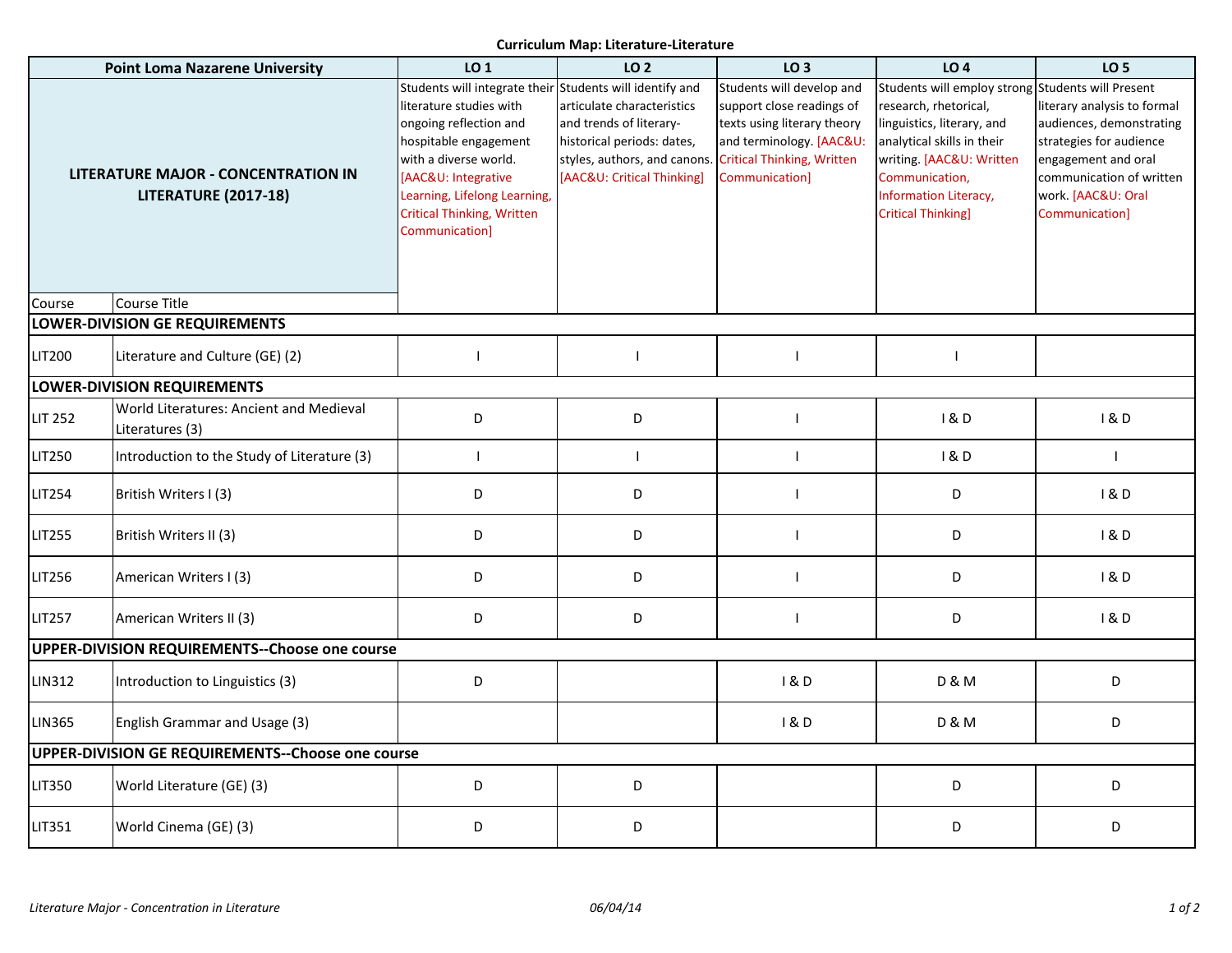# Curriculum Map: Literature-Literature

| Point Loma Nazarene University | | LO 1 | LO 2 | LO 3 | LO 4 | LO 5 |
|---|---|---|---|---|---|---|
| **LITERATURE MAJOR - CONCENTRATION IN LITERATURE (2017-18)** | | Students will integrate their literature studies with ongoing reflection and hospitable engagement with a diverse world. [AAC&U: Integrative Learning, Lifelong Learning, Critical Thinking, Written Communication] | Students will identify and articulate characteristics and trends of literary-historical periods: dates, styles, authors, and canons. [AAC&U: Critical Thinking] | Students will develop and support close readings of texts using literary theory and terminology. [AAC&U: Critical Thinking, Written Communication] | Students will employ strong research, rhetorical, linguistics, literary, and analytical skills in their writing. [AAC&U: Written Communication, Information Literacy, Critical Thinking] | Students will Present literary analysis to formal audiences, demonstrating strategies for audience engagement and oral communication of written work. [AAC&U: Oral Communication] |
| Course | Course Title | | | | | |
| **LOWER-DIVISION GE REQUIREMENTS** | | | | | | |
| LIT200 | Literature and Culture (GE) (2) | I | I | I | I | |
| **LOWER-DIVISION REQUIREMENTS** | | | | | | |
| LIT 252 | World Literatures: Ancient and Medieval Literatures (3) | D | D | I | I & D | I & D |
| LIT250 | Introduction to the Study of Literature (3) | I | I | I | I & D | I |
| LIT254 | British Writers I (3) | D | D | I | D | I & D |
| LIT255 | British Writers II (3) | D | D | I | D | I & D |
| LIT256 | American Writers I (3) | D | D | I | D | I & D |
| LIT257 | American Writers II (3) | D | D | I | D | I & D |
| **UPPER-DIVISION REQUIREMENTS--Choose one course** | | | | | | |
| LIN312 | Introduction to Linguistics (3) | D | | I & D | D & M | D |
| LIN365 | English Grammar and Usage (3) | | | I & D | D & M | D |
| **UPPER-DIVISION GE REQUIREMENTS--Choose one course** | | | | | | |
| LIT350 | World Literature (GE) (3) | D | D | | D | D |
| LIT351 | World Cinema (GE) (3) | D | D | | D | D |

*Literature Major - Concentration in Literature* *06/04/14*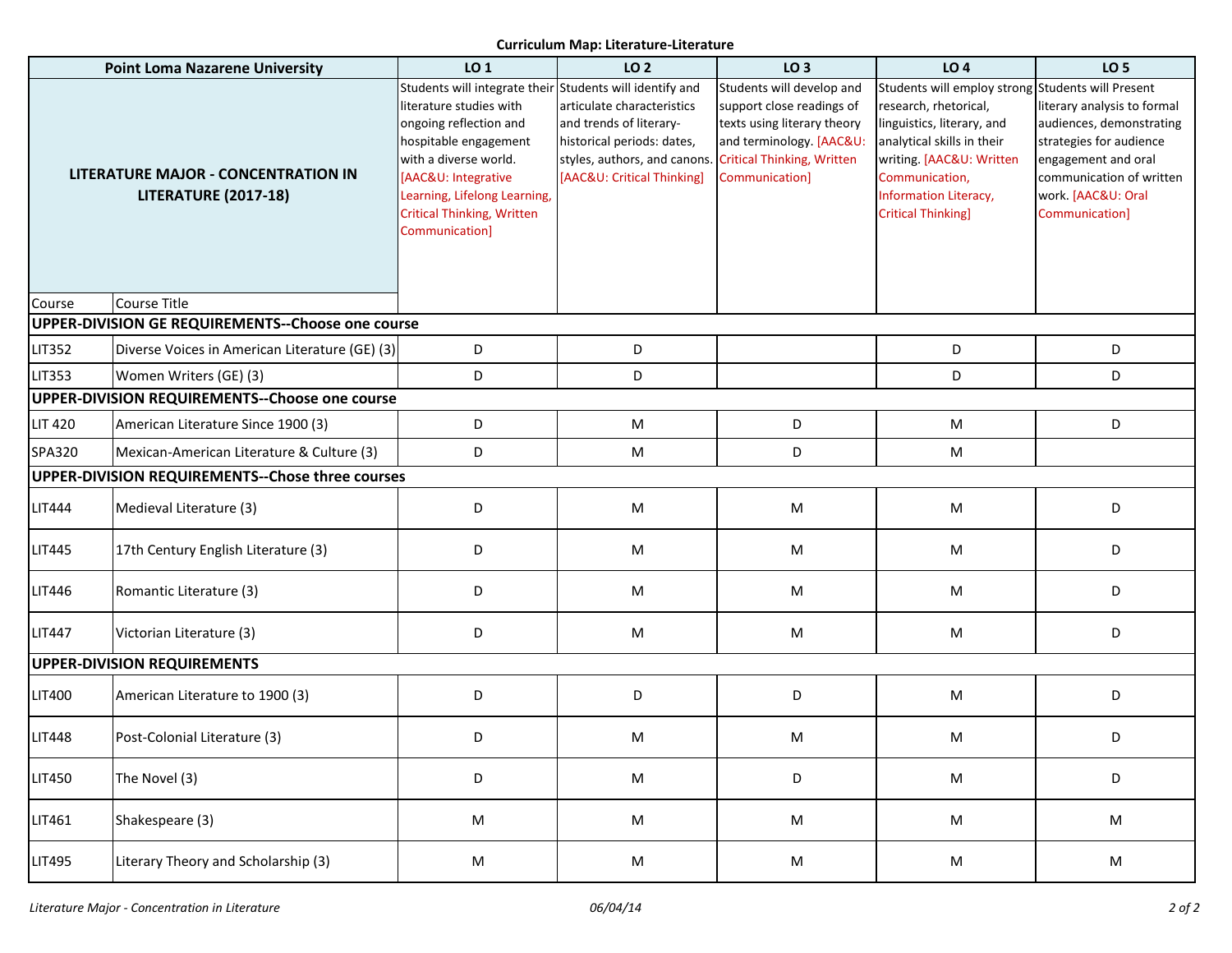**Curriculum Map: Literature-Literature**

| Point Loma Nazarene University | | LO 1 | LO 2 | LO 3 | LO 4 | LO 5 |
|---|---|---|---|---|---|---|
| **LITERATURE MAJOR - CONCENTRATION IN LITERATURE (2017-18)** | | Students will integrate their literature studies with ongoing reflection and hospitable engagement with a diverse world. [AAC&U: Integrative Learning, Lifelong Learning, Critical Thinking, Written Communication] | Students will identify and articulate characteristics and trends of literary-historical periods: dates, styles, authors, and canons. [AAC&U: Critical Thinking] | Students will develop and support close readings of texts using literary theory and terminology. [AAC&U: Critical Thinking, Written Communication] | Students will employ strong research, rhetorical, linguistics, literary, and analytical skills in their writing. [AAC&U: Written Communication, Information Literacy, Critical Thinking] | Students will Present literary analysis to formal audiences, demonstrating strategies for audience engagement and oral communication of written work. [AAC&U: Oral Communication] |
| Course | Course Title | | | | | |
| **UPPER-DIVISION GE REQUIREMENTS--Choose one course** | | | | | | |
| LIT352 | Diverse Voices in American Literature (GE) (3) | D | D | | D | D |
| LIT353 | Women Writers (GE) (3) | D | D | | D | D |
| **UPPER-DIVISION REQUIREMENTS--Choose one course** | | | | | | |
| LIT 420 | American Literature Since 1900 (3) | D | M | D | M | D |
| SPA320 | Mexican-American Literature & Culture (3) | D | M | D | M | |
| **UPPER-DIVISION REQUIREMENTS--Chose three courses** | | | | | | |
| LIT444 | Medieval Literature (3) | D | M | M | M | D |
| LIT445 | 17th Century English Literature (3) | D | M | M | M | D |
| LIT446 | Romantic Literature (3) | D | M | M | M | D |
| LIT447 | Victorian Literature (3) | D | M | M | M | D |
| **UPPER-DIVISION REQUIREMENTS** | | | | | | |
| LIT400 | American Literature to 1900 (3) | D | D | D | M | D |
| LIT448 | Post-Colonial Literature (3) | D | M | M | M | D |
| LIT450 | The Novel (3) | D | M | D | M | D |
| LIT461 | Shakespeare (3) | M | M | M | M | M |
| LIT495 | Literary Theory and Scholarship (3) | M | M | M | M | M |